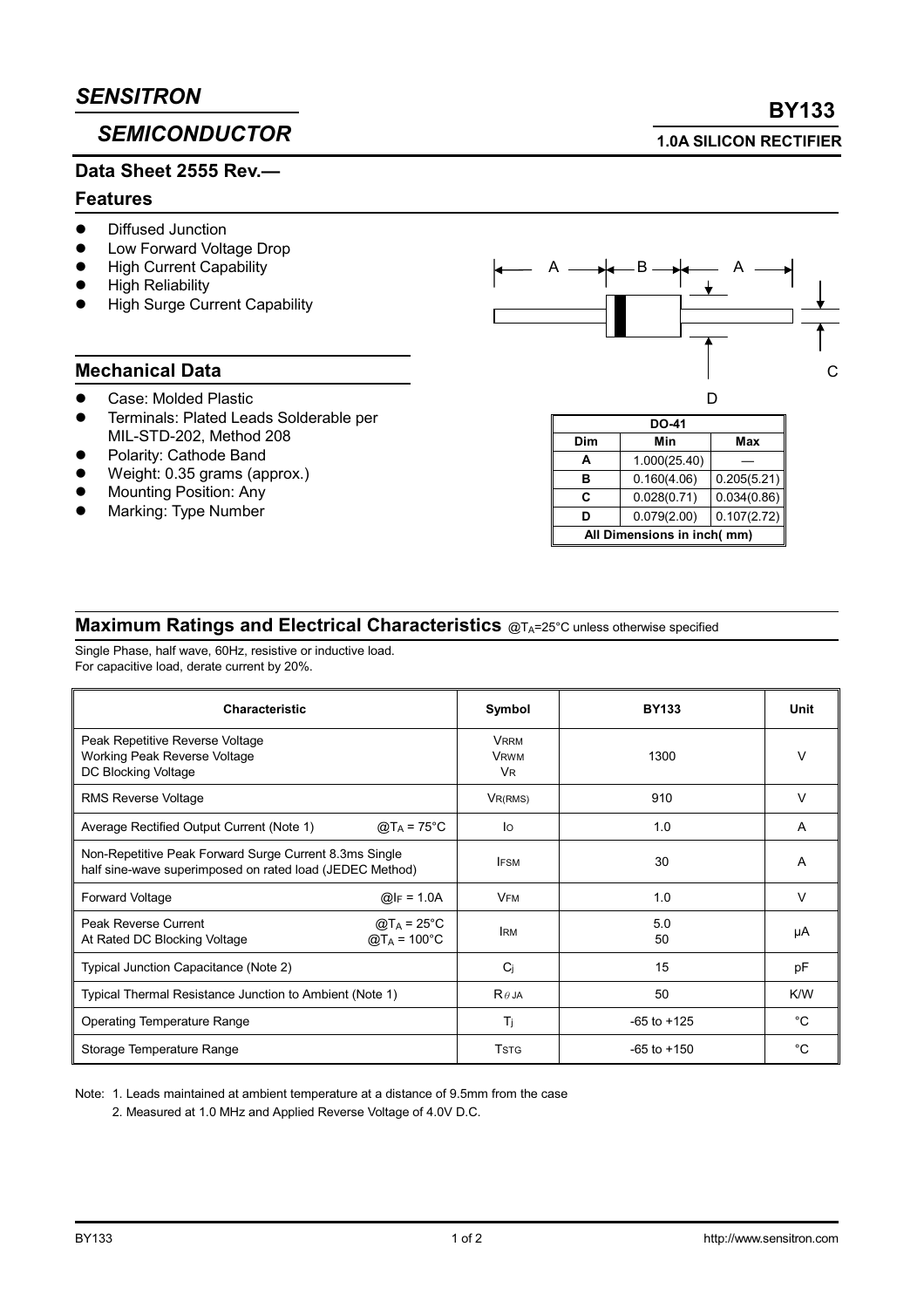# *SENSITRON*

## *SEMICONDUCTOR*

# BY133

**1.0A SILICON RECTIFIER**

**Data Sheet 2555 Rev.—**

## Features

- Diffused Junction
- Low Forward Voltage Drop
- High Current Capability
- High Reliability
- High Surge Current Capability

## Mechanical Data

- Case: Molded Plastic
- Terminals: Plated Leads Solderable per MIL-STD-202, Method 208
- Polarity: Cathode Band
- Weight: 0.35 grams (approx.)
- Mounting Position: Any
- Marking: Type Number

| DO-41 | | |
|---|---|---|
| **Dim** | **Min** | **Max** |
| **A** | 1.000(25.40) | — |
| **B** | 0.160(4.06) | 0.205(5.21) |
| **C** | 0.028(0.71) | 0.034(0.86) |
| **D** | 0.079(2.00) | 0.107(2.72) |
| **All Dimensions in inch( mm)** | | |

## Maximum Ratings and Electrical Characteristics @$T_A$=25°C unless otherwise specified

Single Phase, half wave, 60Hz, resistive or inductive load.
For capacitive load, derate current by 20%.

| Characteristic | Symbol | BY133 | Unit |
|---|---|---|---|
| Peak Repetitive Reverse Voltage<br>Working Peak Reverse Voltage<br>DC Blocking Voltage | $V_{RRM}$<br>$V_{RWM}$<br>$V_R$ | 1300 | V |
| RMS Reverse Voltage | $V_{R(RMS)}$ | 910 | V |
| Average Rectified Output Current (Note 1) @$T_A$ = 75°C | $I_O$ | 1.0 | A |
| Non-Repetitive Peak Forward Surge Current 8.3ms Single half sine-wave superimposed on rated load (JEDEC Method) | $I_{FSM}$ | 30 | A |
| Forward Voltage @$I_F$ = 1.0A | $V_{FM}$ | 1.0 | V |
| Peak Reverse Current @$T_A$ = 25°C<br>At Rated DC Blocking Voltage @$T_A$ = 100°C | $I_{RM}$ | 5.0<br>50 | μA |
| Typical Junction Capacitance (Note 2) | $C_j$ | 15 | pF |
| Typical Thermal Resistance Junction to Ambient (Note 1) | $R_{\theta JA}$ | 50 | K/W |
| Operating Temperature Range | $T_j$ | -65 to +125 | °C |
| Storage Temperature Range | $T_{STG}$ | -65 to +150 | °C |

Note: 1. Leads maintained at ambient temperature at a distance of 9.5mm from the case
2. Measured at 1.0 MHz and Applied Reverse Voltage of 4.0V D.C.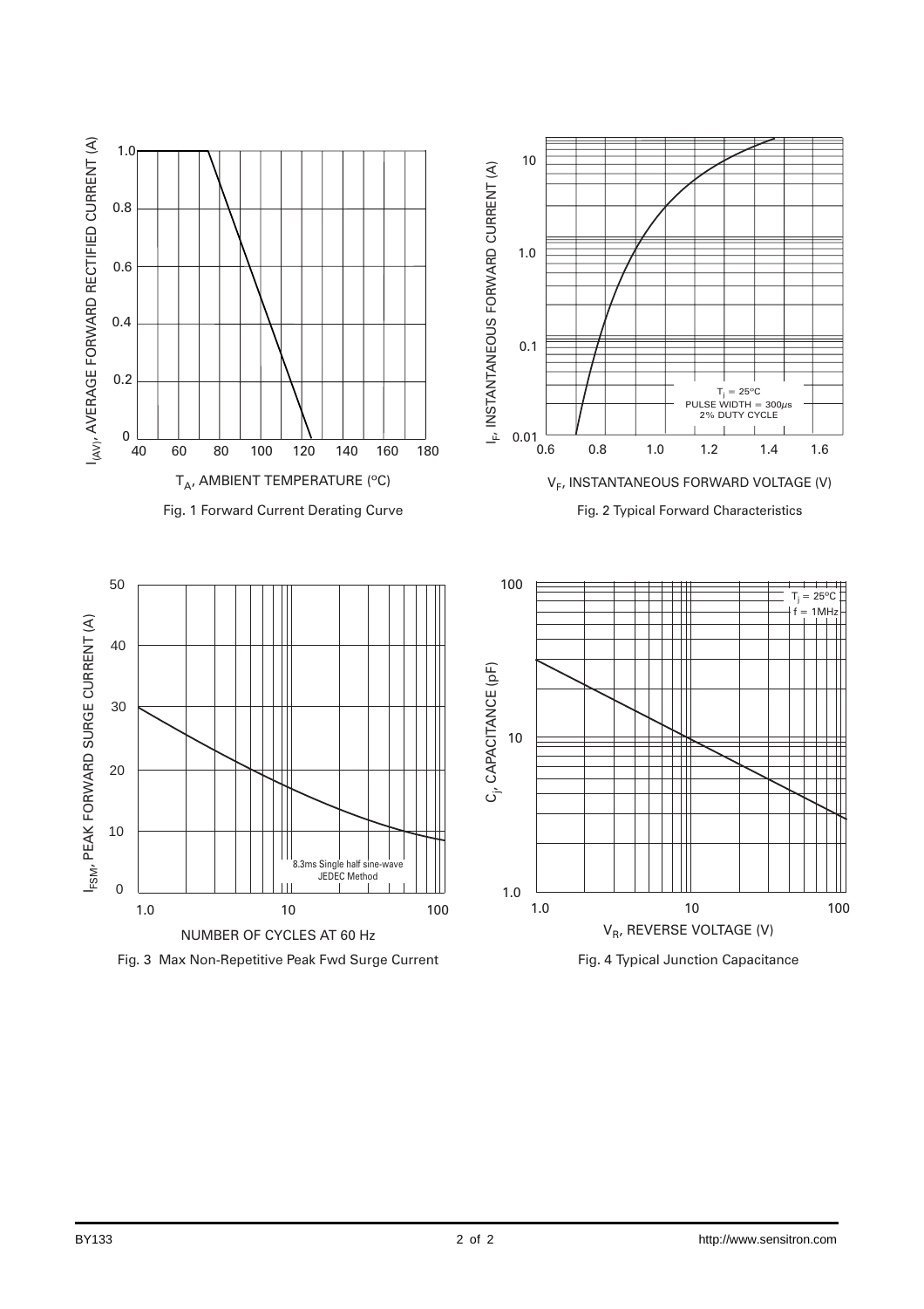1.0
0.8
0.6
0.4
0.2
0

40 60 80 100 120 140 160 180

$I_{(AV)}$, AVERAGE FORWARD RECTIFIED CURRENT (A)

$T_A$, AMBIENT TEMPERATURE (ºC)

Fig. 1 Forward Current Derating Curve

10
1.0
0.1
0.01

0.6 0.8 1.0 1.2 1.4 1.6

$I_F$, INSTANTANEOUS FORWARD CURRENT (A)

$T_j$ = 25ºC
PULSE WIDTH = 300$\mu$s
2% DUTY CYCLE

$V_F$, INSTANTANEOUS FORWARD VOLTAGE (V)

Fig. 2 Typical Forward Characteristics

50
40
30
20
10
0

1.0 10 100

$I_{FSM}$, PEAK FORWARD SURGE CURRENT (A)

8.3ms Single half sine-wave
JEDEC Method

NUMBER OF CYCLES AT 60 Hz

Fig. 3 Max Non-Repetitive Peak Fwd Surge Current

100
10
1.0

1.0 10 100

$C_j$, CAPACITANCE (pF)

$T_j$ = 25ºC
f = 1MHz

$V_R$, REVERSE VOLTAGE (V)

Fig. 4 Typical Junction Capacitance